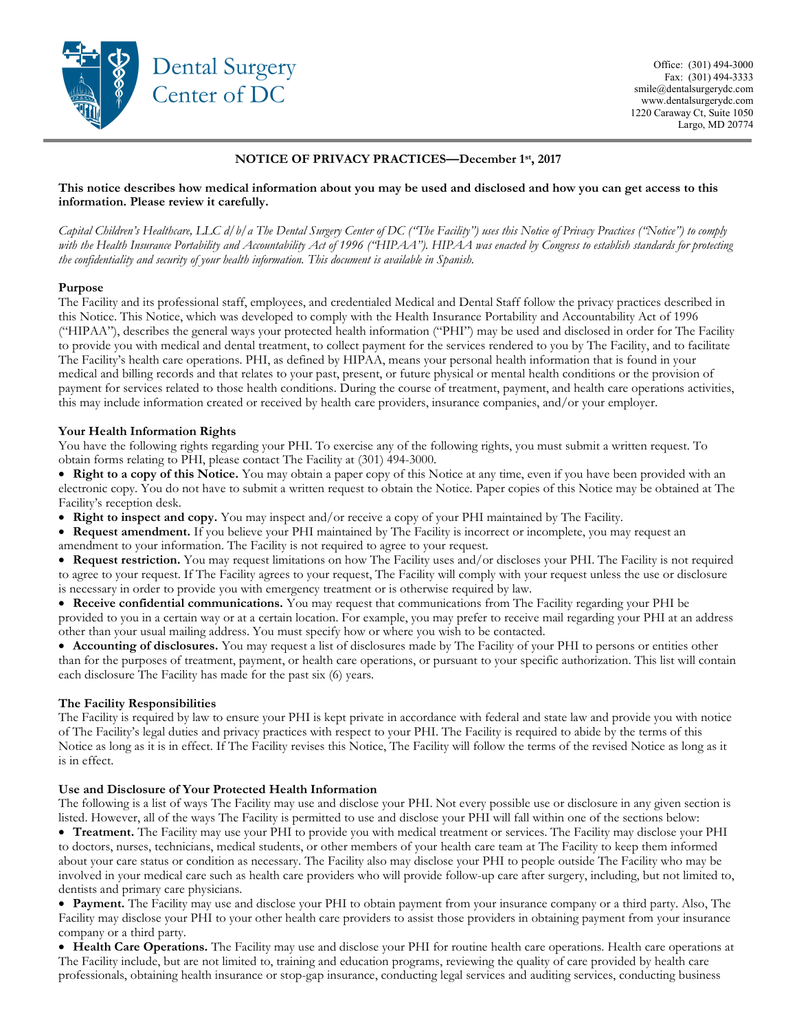Dental Surgery Center of DC

Office: (301) 494-3000
Fax: (301) 494-3333
smile@dentalsurgerydc.com
www.dentalsurgerydc.com
1220 Caraway Ct, Suite 1050
Largo, MD 20774

## NOTICE OF PRIVACY PRACTICES—December 1st, 2017

**This notice describes how medical information about you may be used and disclosed and how you can get access to this information. Please review it carefully.**

*Capital Children's Healthcare, LLC d/b/a The Dental Surgery Center of DC ("The Facility") uses this Notice of Privacy Practices ("Notice") to comply with the Health Insurance Portability and Accountability Act of 1996 ("HIPAA"). HIPAA was enacted by Congress to establish standards for protecting the confidentiality and security of your health information. This document is available in Spanish.*

### Purpose

The Facility and its professional staff, employees, and credentialed Medical and Dental Staff follow the privacy practices described in this Notice. This Notice, which was developed to comply with the Health Insurance Portability and Accountability Act of 1996 ("HIPAA"), describes the general ways your protected health information ("PHI") may be used and disclosed in order for The Facility to provide you with medical and dental treatment, to collect payment for the services rendered to you by The Facility, and to facilitate The Facility's health care operations. PHI, as defined by HIPAA, means your personal health information that is found in your medical and billing records and that relates to your past, present, or future physical or mental health conditions or the provision of payment for services related to those health conditions. During the course of treatment, payment, and health care operations activities, this may include information created or received by health care providers, insurance companies, and/or your employer.

### Your Health Information Rights

You have the following rights regarding your PHI. To exercise any of the following rights, you must submit a written request. To obtain forms relating to PHI, please contact The Facility at (301) 494-3000.

- **Right to a copy of this Notice.** You may obtain a paper copy of this Notice at any time, even if you have been provided with an electronic copy. You do not have to submit a written request to obtain the Notice. Paper copies of this Notice may be obtained at The Facility's reception desk.
- **Right to inspect and copy.** You may inspect and/or receive a copy of your PHI maintained by The Facility.
- **Request amendment.** If you believe your PHI maintained by The Facility is incorrect or incomplete, you may request an amendment to your information. The Facility is not required to agree to your request.
- **Request restriction.** You may request limitations on how The Facility uses and/or discloses your PHI. The Facility is not required to agree to your request. If The Facility agrees to your request, The Facility will comply with your request unless the use or disclosure is necessary in order to provide you with emergency treatment or is otherwise required by law.
- **Receive confidential communications.** You may request that communications from The Facility regarding your PHI be provided to you in a certain way or at a certain location. For example, you may prefer to receive mail regarding your PHI at an address other than your usual mailing address. You must specify how or where you wish to be contacted.
- **Accounting of disclosures.** You may request a list of disclosures made by The Facility of your PHI to persons or entities other than for the purposes of treatment, payment, or health care operations, or pursuant to your specific authorization. This list will contain each disclosure The Facility has made for the past six (6) years.

### The Facility Responsibilities

The Facility is required by law to ensure your PHI is kept private in accordance with federal and state law and provide you with notice of The Facility's legal duties and privacy practices with respect to your PHI. The Facility is required to abide by the terms of this Notice as long as it is in effect. If The Facility revises this Notice, The Facility will follow the terms of the revised Notice as long as it is in effect.

### Use and Disclosure of Your Protected Health Information

The following is a list of ways The Facility may use and disclose your PHI. Not every possible use or disclosure in any given section is listed. However, all of the ways The Facility is permitted to use and disclose your PHI will fall within one of the sections below:

- **Treatment.** The Facility may use your PHI to provide you with medical treatment or services. The Facility may disclose your PHI to doctors, nurses, technicians, medical students, or other members of your health care team at The Facility to keep them informed about your care status or condition as necessary. The Facility also may disclose your PHI to people outside The Facility who may be involved in your medical care such as health care providers who will provide follow-up care after surgery, including, but not limited to, dentists and primary care physicians.
- **Payment.** The Facility may use and disclose your PHI to obtain payment from your insurance company or a third party. Also, The Facility may disclose your PHI to your other health care providers to assist those providers in obtaining payment from your insurance company or a third party.
- **Health Care Operations.** The Facility may use and disclose your PHI for routine health care operations. Health care operations at The Facility include, but are not limited to, training and education programs, reviewing the quality of care provided by health care professionals, obtaining health insurance or stop-gap insurance, conducting legal services and auditing services, conducting business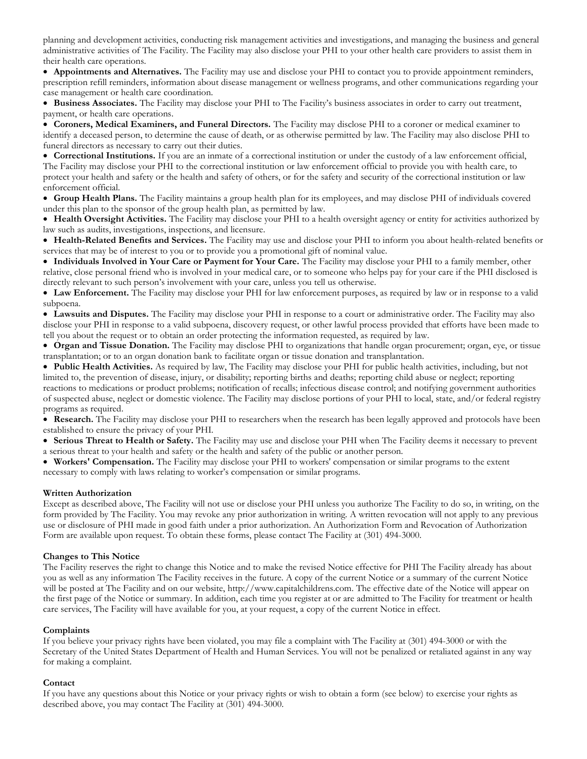planning and development activities, conducting risk management activities and investigations, and managing the business and general administrative activities of The Facility. The Facility may also disclose your PHI to your other health care providers to assist them in their health care operations.

- **Appointments and Alternatives.** The Facility may use and disclose your PHI to contact you to provide appointment reminders, prescription refill reminders, information about disease management or wellness programs, and other communications regarding your case management or health care coordination.
- **Business Associates.** The Facility may disclose your PHI to The Facility's business associates in order to carry out treatment, payment, or health care operations.
- **Coroners, Medical Examiners, and Funeral Directors.** The Facility may disclose PHI to a coroner or medical examiner to identify a deceased person, to determine the cause of death, or as otherwise permitted by law. The Facility may also disclose PHI to funeral directors as necessary to carry out their duties.
- **Correctional Institutions.** If you are an inmate of a correctional institution or under the custody of a law enforcement official, The Facility may disclose your PHI to the correctional institution or law enforcement official to provide you with health care, to protect your health and safety or the health and safety of others, or for the safety and security of the correctional institution or law enforcement official.
- **Group Health Plans.** The Facility maintains a group health plan for its employees, and may disclose PHI of individuals covered under this plan to the sponsor of the group health plan, as permitted by law.
- **Health Oversight Activities.** The Facility may disclose your PHI to a health oversight agency or entity for activities authorized by law such as audits, investigations, inspections, and licensure.
- **Health-Related Benefits and Services.** The Facility may use and disclose your PHI to inform you about health-related benefits or services that may be of interest to you or to provide you a promotional gift of nominal value.
- **Individuals Involved in Your Care or Payment for Your Care.** The Facility may disclose your PHI to a family member, other relative, close personal friend who is involved in your medical care, or to someone who helps pay for your care if the PHI disclosed is directly relevant to such person's involvement with your care, unless you tell us otherwise.
- **Law Enforcement.** The Facility may disclose your PHI for law enforcement purposes, as required by law or in response to a valid subpoena.
- **Lawsuits and Disputes.** The Facility may disclose your PHI in response to a court or administrative order. The Facility may also disclose your PHI in response to a valid subpoena, discovery request, or other lawful process provided that efforts have been made to tell you about the request or to obtain an order protecting the information requested, as required by law.
- **Organ and Tissue Donation.** The Facility may disclose PHI to organizations that handle organ procurement; organ, eye, or tissue transplantation; or to an organ donation bank to facilitate organ or tissue donation and transplantation.
- **Public Health Activities.** As required by law, The Facility may disclose your PHI for public health activities, including, but not limited to, the prevention of disease, injury, or disability; reporting births and deaths; reporting child abuse or neglect; reporting reactions to medications or product problems; notification of recalls; infectious disease control; and notifying government authorities of suspected abuse, neglect or domestic violence. The Facility may disclose portions of your PHI to local, state, and/or federal registry programs as required.
- **Research.** The Facility may disclose your PHI to researchers when the research has been legally approved and protocols have been established to ensure the privacy of your PHI.
- **Serious Threat to Health or Safety.** The Facility may use and disclose your PHI when The Facility deems it necessary to prevent a serious threat to your health and safety or the health and safety of the public or another person.
- **Workers' Compensation.** The Facility may disclose your PHI to workers' compensation or similar programs to the extent necessary to comply with laws relating to worker's compensation or similar programs.

**Written Authorization**

Except as described above, The Facility will not use or disclose your PHI unless you authorize The Facility to do so, in writing, on the form provided by The Facility. You may revoke any prior authorization in writing. A written revocation will not apply to any previous use or disclosure of PHI made in good faith under a prior authorization. An Authorization Form and Revocation of Authorization Form are available upon request. To obtain these forms, please contact The Facility at (301) 494-3000.

**Changes to This Notice**

The Facility reserves the right to change this Notice and to make the revised Notice effective for PHI The Facility already has about you as well as any information The Facility receives in the future. A copy of the current Notice or a summary of the current Notice will be posted at The Facility and on our website, http://www.capitalchildrens.com. The effective date of the Notice will appear on the first page of the Notice or summary. In addition, each time you register at or are admitted to The Facility for treatment or health care services, The Facility will have available for you, at your request, a copy of the current Notice in effect.

**Complaints**

If you believe your privacy rights have been violated, you may file a complaint with The Facility at (301) 494-3000 or with the Secretary of the United States Department of Health and Human Services. You will not be penalized or retaliated against in any way for making a complaint.

**Contact**

If you have any questions about this Notice or your privacy rights or wish to obtain a form (see below) to exercise your rights as described above, you may contact The Facility at (301) 494-3000.